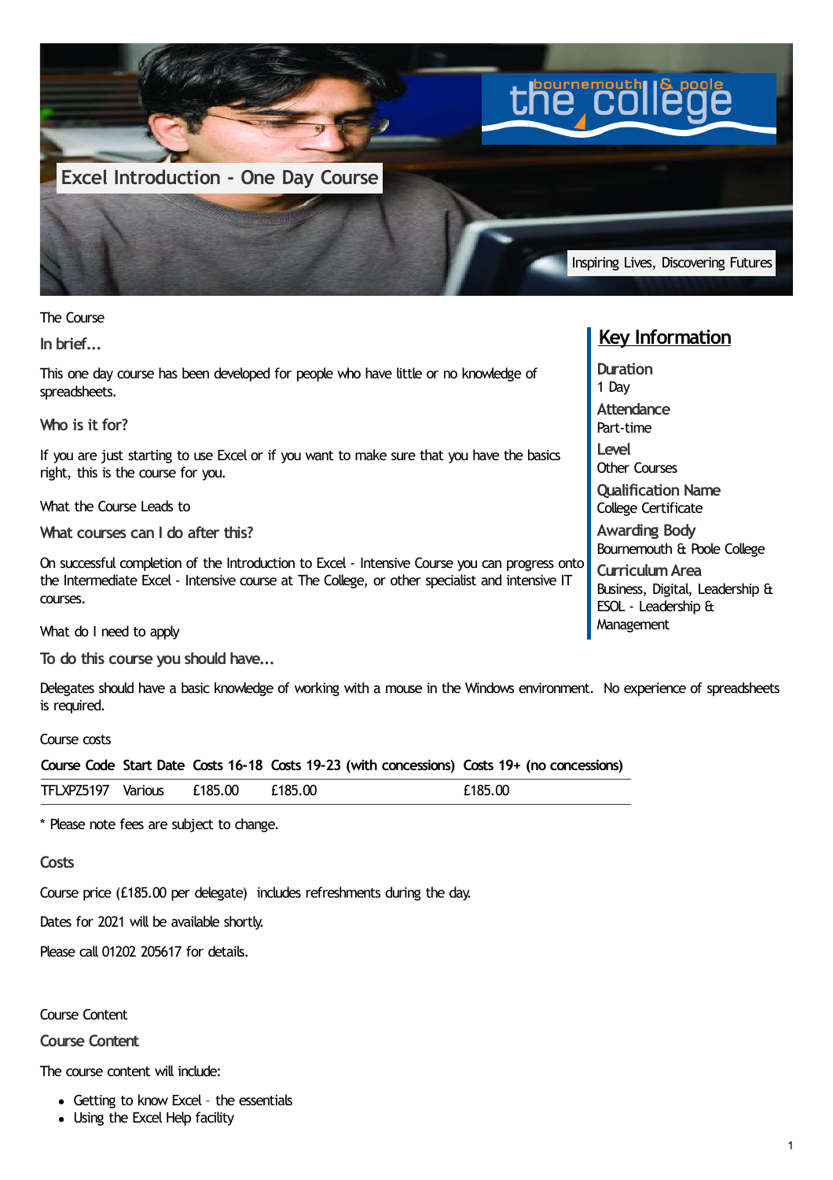# Excel Introduction - One Day Course

Inspiring Lives, Discovering Futures

The Course

### In brief...

This one day course has been developed for people who have little or no knowledge of spreadsheets.

### Who is it for?

If you are just starting to use Excel or if you want to make sure that you have the basics right, this is the course for you.

What the Course Leads to

### What courses can I do after this?

On successful completion of the Introduction to Excel - Intensive Course you can progress onto the Intermediate Excel - Intensive course at The College, or other specialist and intensive IT courses.

What do I need to apply

### To do this course you should have...

Delegates should have a basic knowledge of working with a mouse in the Windows environment. No experience of spreadsheets is required.

## Key Information

**Duration**
1 Day

**Attendance**
Part-time

**Level**
Other Courses

**Qualification Name**
College Certificate

**Awarding Body**
Bournemouth & Poole College

**Curriculum Area**
Business, Digital, Leadership & ESOL - Leadership & Management

Course costs

| Course Code | Start Date | Costs 16-18 | Costs 19-23 (with concessions) | Costs 19+ (no concessions) |
|---|---|---|---|---|
| TFLXPZ5197 | Various | £185.00 | £185.00 | £185.00 |

* Please note fees are subject to change.

### Costs

Course price (£185.00 per delegate) includes refreshments during the day.

Dates for 2021 will be available shortly.

Please call 01202 205617 for details.

Course Content

### Course Content

The course content will include:

- Getting to know Excel – the essentials
- Using the Excel Help facility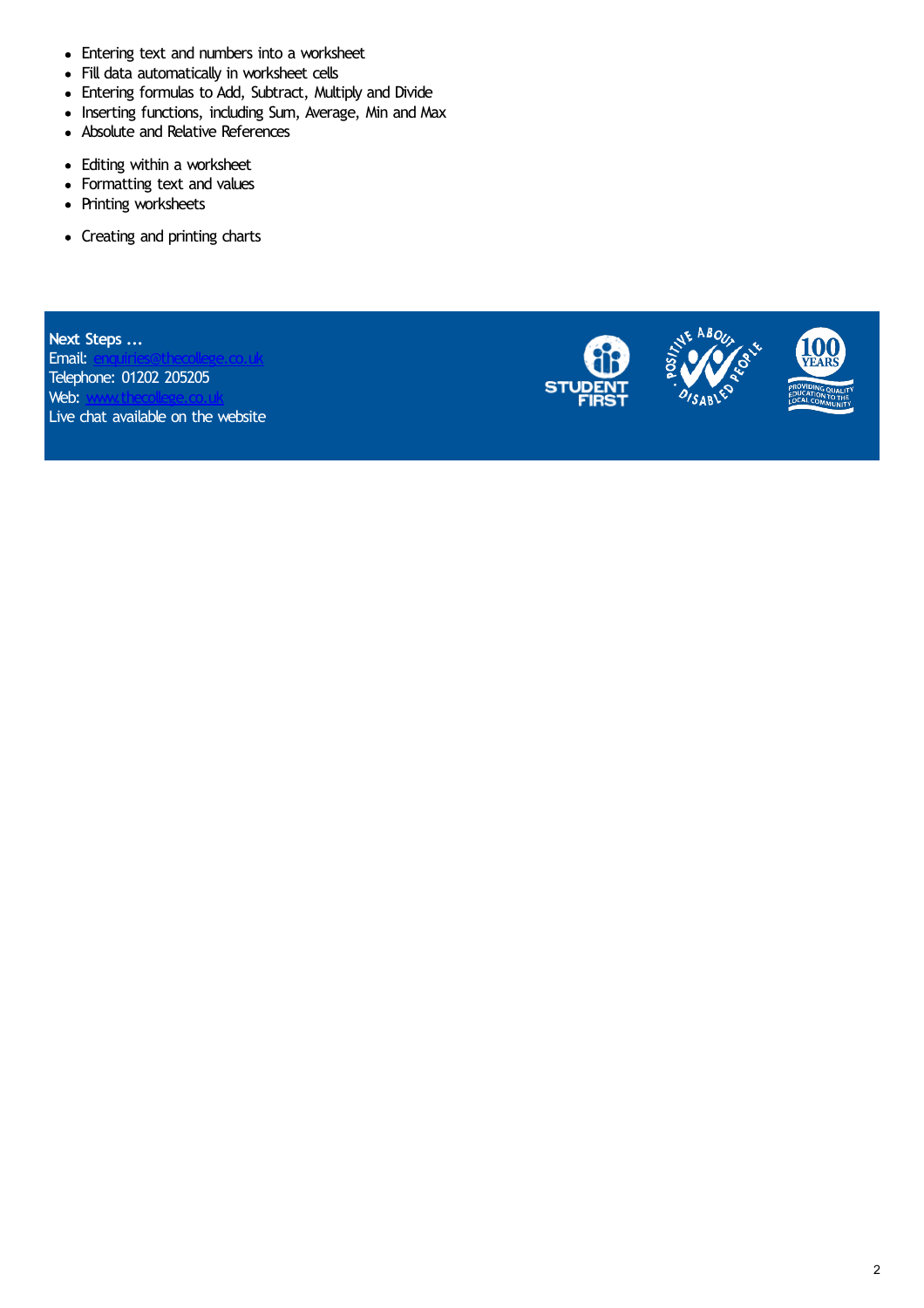- Entering text and numbers into a worksheet
- Fill data automatically in worksheet cells
- Entering formulas to Add, Subtract, Multiply and Divide
- Inserting functions, including Sum, Average, Min and Max
- Absolute and Relative References

- Editing within a worksheet
- Formatting text and values
- Printing worksheets

- Creating and printing charts

**Next Steps ...**
Email: enquiries@thecollege.co.uk
Telephone: 01202 205205
Web: www.thecollege.co.uk
Live chat available on the website